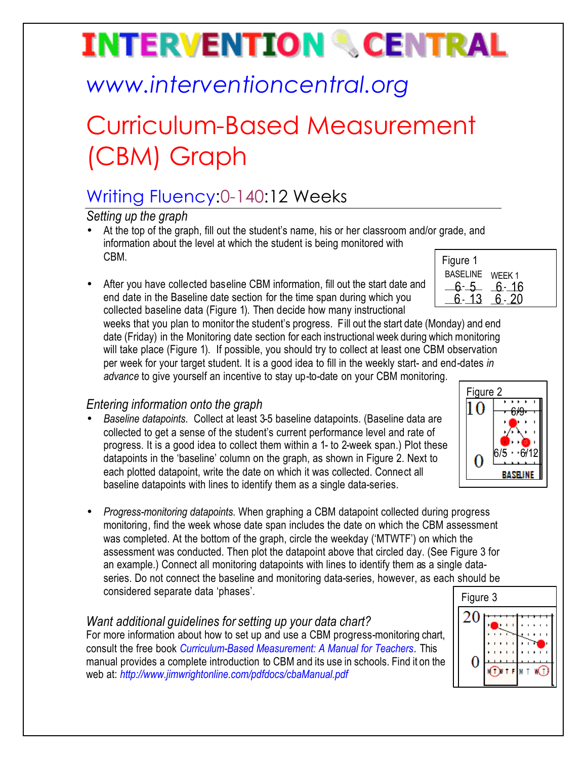# INTERVENTION CENTRAL

## www.interventioncentral.org

# Curriculum-Based Measurement (CBM) Graph

## Writing Fluency:0-140:12 Weeks

### *Setting up the graph*

- At the top of the graph, fill out the student's name, his or her classroom and/or grade, and information about the level at which the student is being monitored with CBM.
- After you have collected baseline CBM information, fill out the start date and end date in the Baseline date section for the time span during which you collected baseline data (Figure 1). Then decide how many instructional weeks that you plan to monitor the student's progress. Fill out the start date (Monday) and end date (Friday) in the Monitoring date section for each instructional week during which monitoring will take place (Figure 1). If possible, you should try to collect at least one CBM observation per week for your target student. It is a good idea to fill in the weekly start- and end-dates *in advance* to give yourself an incentive to stay up-to-date on your CBM monitoring.

Figure 1

| BASELINE | WEEK 1 |
|---|---|
| 6-5 | 6-16 |
| 6-13 | 6-20 |

### *Entering information onto the graph*

- *Baseline datapoints*. Collect at least 3-5 baseline datapoints. (Baseline data are collected to get a sense of the student's current performance level and rate of progress. It is a good idea to collect them within a 1- to 2-week span.) Plot these datapoints in the 'baseline' column on the graph, as shown in Figure 2. Next to each plotted datapoint, write the date on which it was collected. Connect all baseline datapoints with lines to identify them as a single data-series.

Figure 2

- *Progress-monitoring datapoints*. When graphing a CBM datapoint collected during progress monitoring, find the week whose date span includes the date on which the CBM assessment was completed. At the bottom of the graph, circle the weekday ('MTWTF') on which the assessment was conducted. Then plot the datapoint above that circled day. (See Figure 3 for an example.) Connect all monitoring datapoints with lines to identify them as a single data-series. Do not connect the baseline and monitoring data-series, however, as each should be considered separate data 'phases'.

Figure 3

### *Want additional guidelines for setting up your data chart?*

For more information about how to set up and use a CBM progress-monitoring chart, consult the free book *Curriculum-Based Measurement: A Manual for Teachers*. This manual provides a complete introduction to CBM and its use in schools. Find it on the web at: *http://www.jimwrightonline.com/pdfdocs/cbaManual.pdf*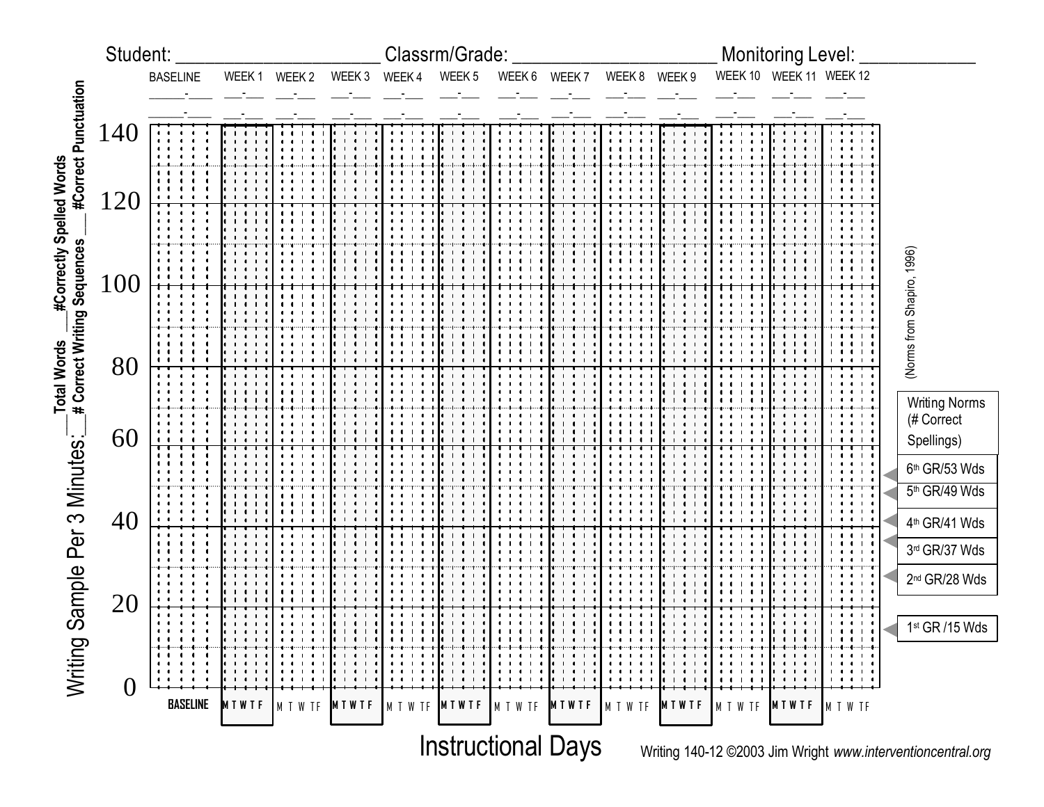Student: ______________________ Classrm/Grade: ______________________ Monitoring Level: ____________

BASELINE | WEEK 1 | WEEK 2 | WEEK 3 | WEEK 4 | WEEK 5 | WEEK 6 | WEEK 7 | WEEK 8 | WEEK 9 | WEEK 10 | WEEK 11 | WEEK 12

_____-___ ___-___ ___-___ ___-___ ___-___ ___-___ ___-___ ___-___ ___-___ ___-___ ___-___ ___-___ ___-___

_____-___ ___-___ ___-___ ___-___ ___-___ ___-___ ___-___ ___-___ ___-___ ___-___ ___-___ ___-___ ___-___

Writing Sample Per 3 Minutes: ___Total Words ___#Correctly Spelled Words ___# Correct Writing Sequences ___ #Correct Punctuation

140

120

100

80

60

40

20

0

BASELINE

M T W T F

Instructional Days

(Norms from Shapiro, 1996)

Writing Norms (# Correct Spellings)

6th GR/53 Wds

5th GR/49 Wds

4th GR/41 Wds

3rd GR/37 Wds

2nd GR/28 Wds

1st GR /15 Wds

Writing 140-12 ©2003 Jim Wright *www.interventioncentral.org*